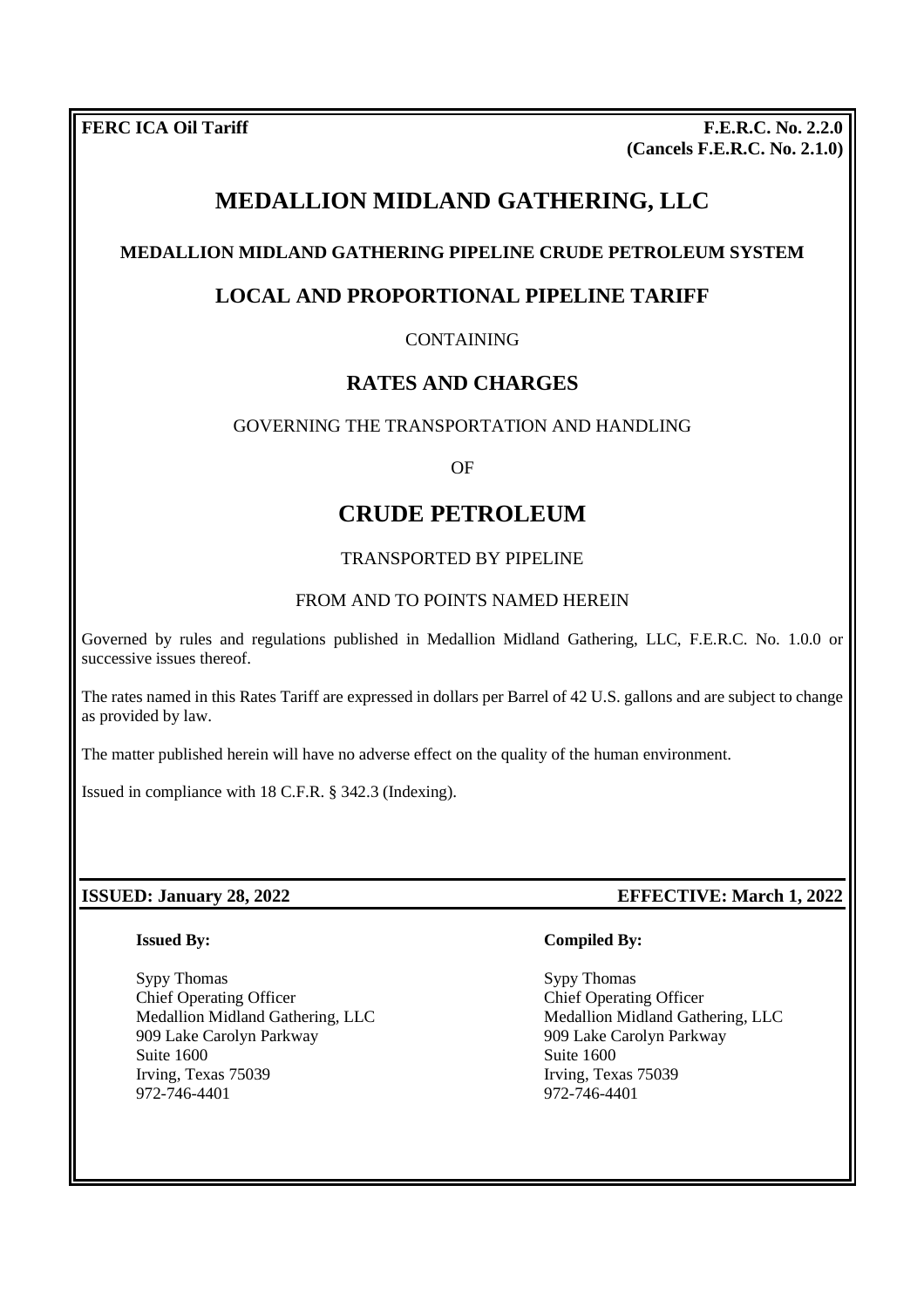**FERC ICA Oil Tariff**

**F.E.R.C. No. 2.2.0**
**(Cancels F.E.R.C. No. 2.1.0)**

# MEDALLION MIDLAND GATHERING, LLC

### MEDALLION MIDLAND GATHERING PIPELINE CRUDE PETROLEUM SYSTEM

## LOCAL AND PROPORTIONAL PIPELINE TARIFF

CONTAINING

## RATES AND CHARGES

GOVERNING THE TRANSPORTATION AND HANDLING

OF

# CRUDE PETROLEUM

TRANSPORTED BY PIPELINE

FROM AND TO POINTS NAMED HEREIN

Governed by rules and regulations published in Medallion Midland Gathering, LLC, F.E.R.C. No. 1.0.0 or successive issues thereof.

The rates named in this Rates Tariff are expressed in dollars per Barrel of 42 U.S. gallons and are subject to change as provided by law.

The matter published herein will have no adverse effect on the quality of the human environment.

Issued in compliance with 18 C.F.R. § 342.3 (Indexing).

**ISSUED: January 28, 2022**

**EFFECTIVE: March 1, 2022**

**Issued By:**

Sypy Thomas
Chief Operating Officer
Medallion Midland Gathering, LLC
909 Lake Carolyn Parkway
Suite 1600
Irving, Texas 75039
972-746-4401

**Compiled By:**

Sypy Thomas
Chief Operating Officer
Medallion Midland Gathering, LLC
909 Lake Carolyn Parkway
Suite 1600
Irving, Texas 75039
972-746-4401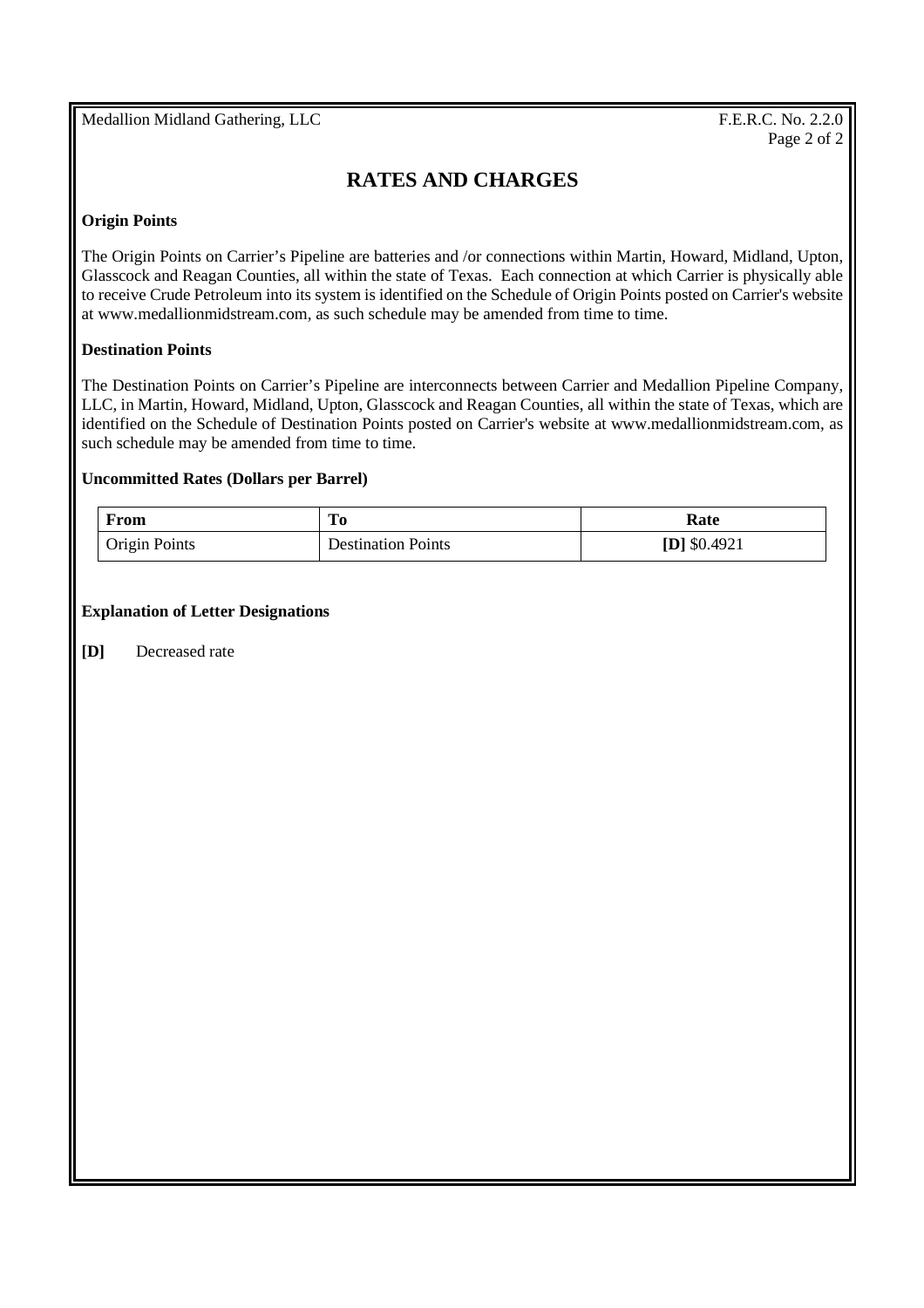# RATES AND CHARGES

### Origin Points

The Origin Points on Carrier's Pipeline are batteries and /or connections within Martin, Howard, Midland, Upton, Glasscock and Reagan Counties, all within the state of Texas. Each connection at which Carrier is physically able to receive Crude Petroleum into its system is identified on the Schedule of Origin Points posted on Carrier's website at www.medallionmidstream.com, as such schedule may be amended from time to time.

### Destination Points

The Destination Points on Carrier's Pipeline are interconnects between Carrier and Medallion Pipeline Company, LLC, in Martin, Howard, Midland, Upton, Glasscock and Reagan Counties, all within the state of Texas, which are identified on the Schedule of Destination Points posted on Carrier's website at www.medallionmidstream.com, as such schedule may be amended from time to time.

### Uncommitted Rates (Dollars per Barrel)

| From | To | Rate |
|---|---|---|
| Origin Points | Destination Points | **[D]** $0.4921 |

### Explanation of Letter Designations

**[D]** Decreased rate